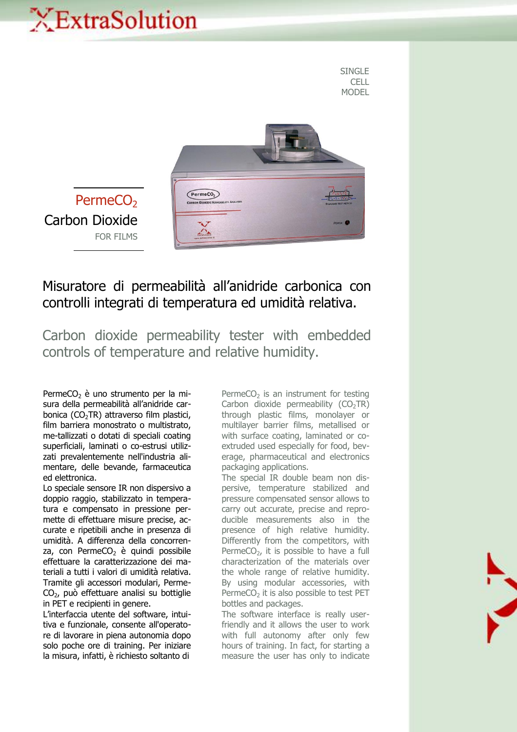ExtraSolution

SINGLE CELL MODEL

# $PermeCO_2$

## Carbon Dioxide

FOR FILMS

## Misuratore di permeabilità all'anidride carbonica con controlli integrati di temperatura ed umidità relativa.

## Carbon dioxide permeability tester with embedded controls of temperature and relative humidity.

$PermeCO_2$ è uno strumento per la misura della permeabilità all'anidride carbonica ($CO_2TR$) attraverso film plastici, film barriera monostrato o multistrato, me-tallizzati o dotati di speciali coating superficiali, laminati o co-estrusi utilizzati prevalentemente nell'industria alimentare, delle bevande, farmaceutica ed elettronica.

Lo speciale sensore IR non dispersivo a doppio raggio, stabilizzato in temperatura e compensato in pressione permette di effettuare misure precise, accurate e ripetibili anche in presenza di umidità. A differenza della concorrenza, con $PermeCO_2$ è quindi possibile effettuare la caratterizzazione dei materiali a tutti i valori di umidità relativa. Tramite gli accessori modulari, $PermeCO_2$, può effettuare analisi su bottiglie in PET e recipienti in genere.

L'interfaccia utente del software, intuitiva e funzionale, consente all'operatore di lavorare in piena autonomia dopo solo poche ore di training. Per iniziare la misura, infatti, è richiesto soltanto di

$PermeCO_2$ is an instrument for testing Carbon dioxide permeability ($CO_2TR$) through plastic films, monolayer or multilayer barrier films, metallised or with surface coating, laminated or co-extruded used especially for food, beverage, pharmaceutical and electronics packaging applications.

The special IR double beam non dispersive, temperature stabilized and pressure compensated sensor allows to carry out accurate, precise and reproducible measurements also in the presence of high relative humidity. Differently from the competitors, with $PermeCO_2$, it is possible to have a full characterization of the materials over the whole range of relative humidity. By using modular accessories, with $PermeCO_2$ it is also possible to test PET bottles and packages.

The software interface is really user-friendly and it allows the user to work with full autonomy after only few hours of training. In fact, for starting a measure the user has only to indicate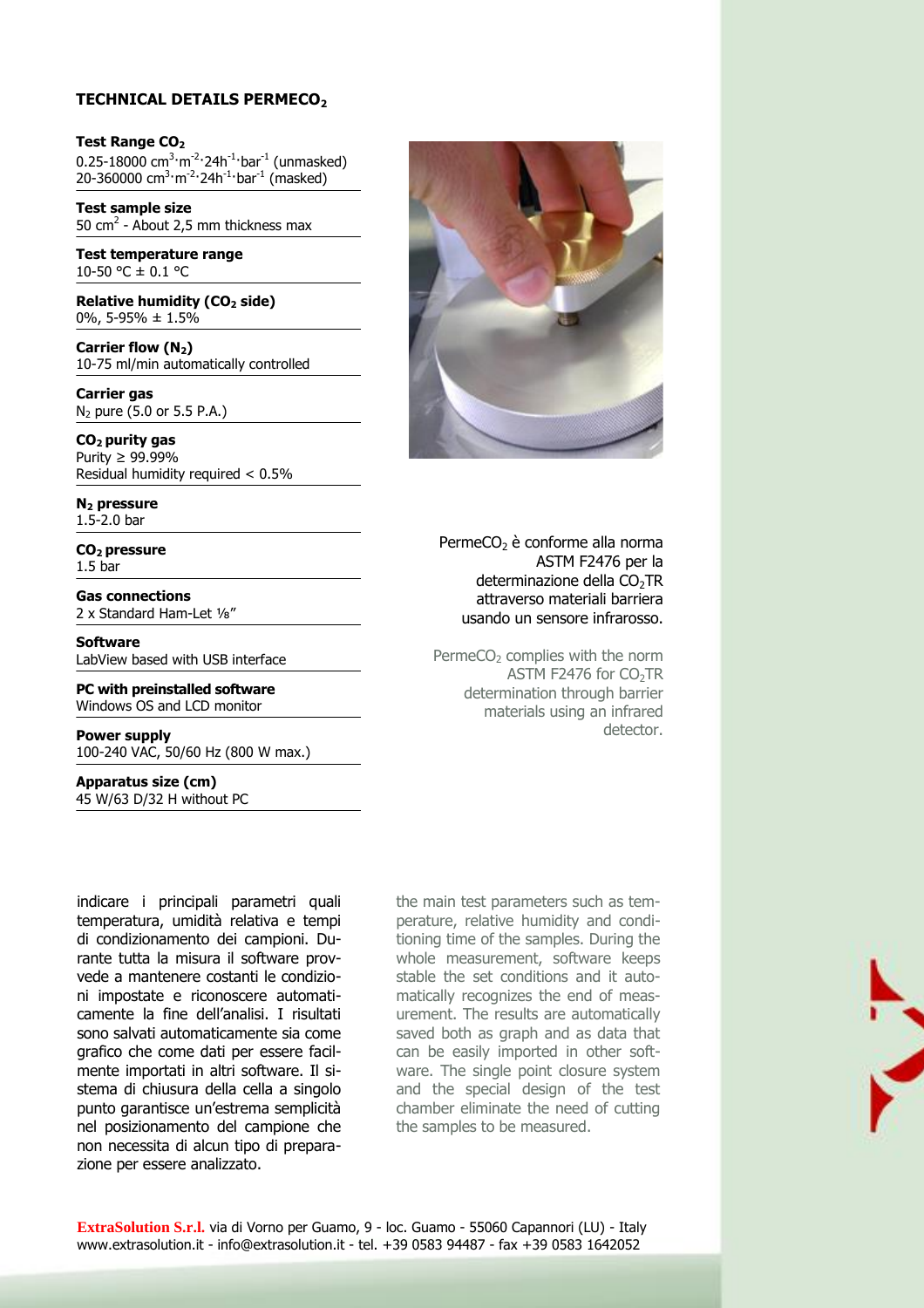## TECHNICAL DETAILS PERMECO$_2$

**Test Range $CO_2$**
0.25-18000 $cm^3 \cdot m^{-2} \cdot 24h^{-1} \cdot bar^{-1}$ (unmasked)
20-360000 $cm^3 \cdot m^{-2} \cdot 24h^{-1} \cdot bar^{-1}$ (masked)

**Test sample size**
50 $cm^2$ - About 2,5 mm thickness max

**Test temperature range**
10-50 °C ± 0.1 °C

**Relative humidity ($CO_2$ side)**
0%, 5-95% ± 1.5%

**Carrier flow ($N_2$)**
10-75 ml/min automatically controlled

**Carrier gas**
$N_2$ pure (5.0 or 5.5 P.A.)

**$CO_2$ purity gas**
Purity ≥ 99.99%
Residual humidity required < 0.5%

**$N_2$ pressure**
1.5-2.0 bar

**$CO_2$ pressure**
1.5 bar

**Gas connections**
2 x Standard Ham-Let ⅛"

**Software**
LabView based with USB interface

**PC with preinstalled software**
Windows OS and LCD monitor

**Power supply**
100-240 VAC, 50/60 Hz (800 W max.)

**Apparatus size (cm)**
45 W/63 D/32 H without PC

PermeCO$_2$ è conforme alla norma ASTM F2476 per la determinazione della $CO_2$TR attraverso materiali barriera usando un sensore infrarosso.

PermeCO$_2$ complies with the norm ASTM F2476 for $CO_2$TR determination through barrier materials using an infrared detector.

indicare i principali parametri quali temperatura, umidità relativa e tempi di condizionamento dei campioni. Durante tutta la misura il software provvede a mantenere costanti le condizioni impostate e riconoscere automaticamente la fine dell'analisi. I risultati sono salvati automaticamente sia come grafico che come dati per essere facilmente importati in altri software. Il sistema di chiusura della cella a singolo punto garantisce un'estrema semplicità nel posizionamento del campione che non necessita di alcun tipo di preparazione per essere analizzato.

the main test parameters such as temperature, relative humidity and conditioning time of the samples. During the whole measurement, software keeps stable the set conditions and it automatically recognizes the end of measurement. The results are automatically saved both as graph and as data that can be easily imported in other software. The single point closure system and the special design of the test chamber eliminate the need of cutting the samples to be measured.

**ExtraSolution S.r.l.** via di Vorno per Guamo, 9 - loc. Guamo - 55060 Capannori (LU) - Italy
www.extrasolution.it - info@extrasolution.it - tel. +39 0583 94487 - fax +39 0583 1642052